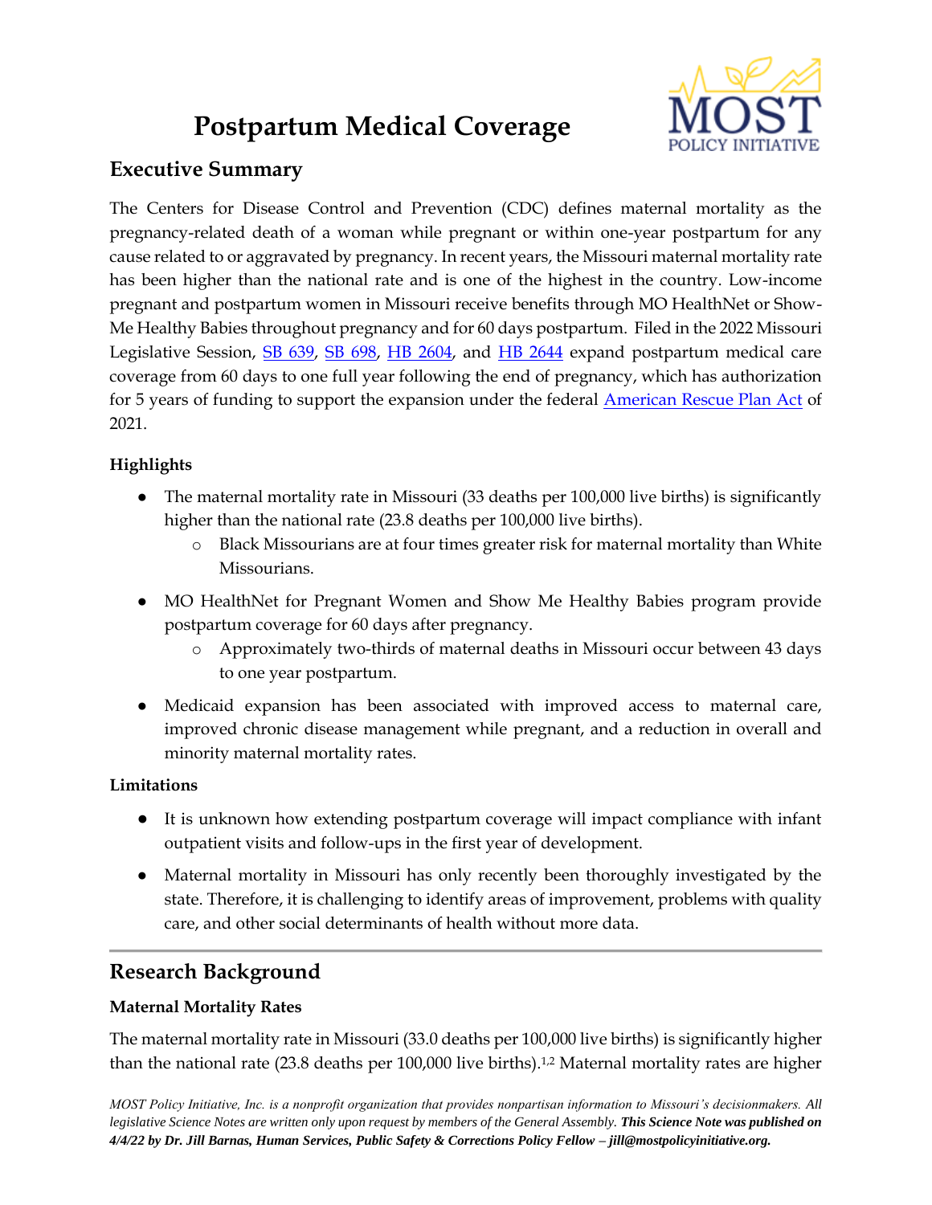# Postpartum Medical Coverage

## Executive Summary

The Centers for Disease Control and Prevention (CDC) defines maternal mortality as the pregnancy-related death of a woman while pregnant or within one-year postpartum for any cause related to or aggravated by pregnancy. In recent years, the Missouri maternal mortality rate has been higher than the national rate and is one of the highest in the country. Low-income pregnant and postpartum women in Missouri receive benefits through MO HealthNet or Show-Me Healthy Babies throughout pregnancy and for 60 days postpartum. Filed in the 2022 Missouri Legislative Session, SB 639, SB 698, HB 2604, and HB 2644 expand postpartum medical care coverage from 60 days to one full year following the end of pregnancy, which has authorization for 5 years of funding to support the expansion under the federal American Rescue Plan Act of 2021.

### Highlights

- The maternal mortality rate in Missouri (33 deaths per 100,000 live births) is significantly higher than the national rate (23.8 deaths per 100,000 live births).
  - Black Missourians are at four times greater risk for maternal mortality than White Missourians.
- MO HealthNet for Pregnant Women and Show Me Healthy Babies program provide postpartum coverage for 60 days after pregnancy.
  - Approximately two-thirds of maternal deaths in Missouri occur between 43 days to one year postpartum.
- Medicaid expansion has been associated with improved access to maternal care, improved chronic disease management while pregnant, and a reduction in overall and minority maternal mortality rates.

### Limitations

- It is unknown how extending postpartum coverage will impact compliance with infant outpatient visits and follow-ups in the first year of development.
- Maternal mortality in Missouri has only recently been thoroughly investigated by the state. Therefore, it is challenging to identify areas of improvement, problems with quality care, and other social determinants of health without more data.

---

## Research Background

### Maternal Mortality Rates

The maternal mortality rate in Missouri (33.0 deaths per 100,000 live births) is significantly higher than the national rate (23.8 deaths per 100,000 live births).[1,2] Maternal mortality rates are higher

*MOST Policy Initiative, Inc. is a nonprofit organization that provides nonpartisan information to Missouri's decisionmakers. All legislative Science Notes are written only upon request by members of the General Assembly.* ***This Science Note was published on 4/4/22 by Dr. Jill Barnas, Human Services, Public Safety & Corrections Policy Fellow – jill@mostpolicyinitiative.org.***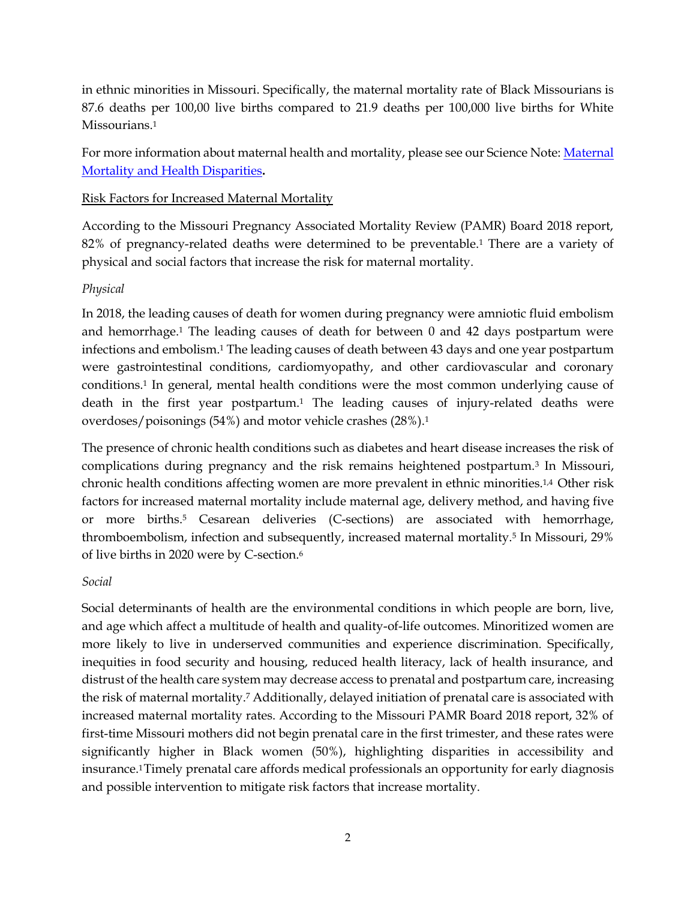in ethnic minorities in Missouri. Specifically, the maternal mortality rate of Black Missourians is 87.6 deaths per 100,00 live births compared to 21.9 deaths per 100,000 live births for White Missourians.[1]

For more information about maternal health and mortality, please see our Science Note: [Maternal Mortality and Health Disparities](#)**.**

Risk Factors for Increased Maternal Mortality

According to the Missouri Pregnancy Associated Mortality Review (PAMR) Board 2018 report, 82% of pregnancy-related deaths were determined to be preventable.[1] There are a variety of physical and social factors that increase the risk for maternal mortality.

*Physical*

In 2018, the leading causes of death for women during pregnancy were amniotic fluid embolism and hemorrhage.[1] The leading causes of death for between 0 and 42 days postpartum were infections and embolism.[1] The leading causes of death between 43 days and one year postpartum were gastrointestinal conditions, cardiomyopathy, and other cardiovascular and coronary conditions.[1] In general, mental health conditions were the most common underlying cause of death in the first year postpartum.[1] The leading causes of injury-related deaths were overdoses/poisonings (54%) and motor vehicle crashes (28%).[1]

The presence of chronic health conditions such as diabetes and heart disease increases the risk of complications during pregnancy and the risk remains heightened postpartum.[3] In Missouri, chronic health conditions affecting women are more prevalent in ethnic minorities.[1,4] Other risk factors for increased maternal mortality include maternal age, delivery method, and having five or more births.[5] Cesarean deliveries (C-sections) are associated with hemorrhage, thromboembolism, infection and subsequently, increased maternal mortality.[5] In Missouri, 29% of live births in 2020 were by C-section.[6]

*Social*

Social determinants of health are the environmental conditions in which people are born, live, and age which affect a multitude of health and quality-of-life outcomes. Minoritized women are more likely to live in underserved communities and experience discrimination. Specifically, inequities in food security and housing, reduced health literacy, lack of health insurance, and distrust of the health care system may decrease access to prenatal and postpartum care, increasing the risk of maternal mortality.[7] Additionally, delayed initiation of prenatal care is associated with increased maternal mortality rates. According to the Missouri PAMR Board 2018 report, 32% of first-time Missouri mothers did not begin prenatal care in the first trimester, and these rates were significantly higher in Black women (50%), highlighting disparities in accessibility and insurance.[1] Timely prenatal care affords medical professionals an opportunity for early diagnosis and possible intervention to mitigate risk factors that increase mortality.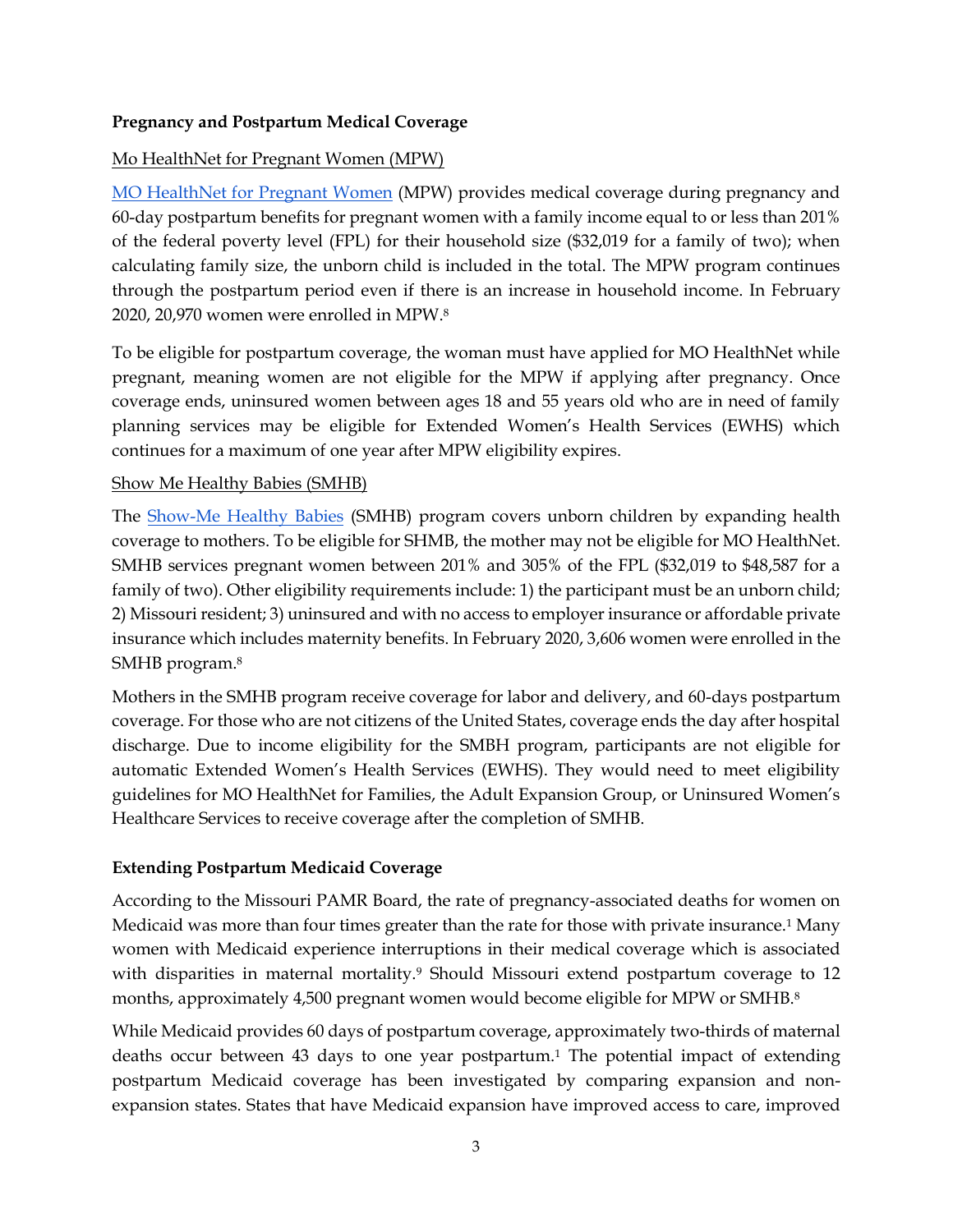**Pregnancy and Postpartum Medical Coverage**

Mo HealthNet for Pregnant Women (MPW)

[MO HealthNet for Pregnant Women](#) (MPW) provides medical coverage during pregnancy and 60-day postpartum benefits for pregnant women with a family income equal to or less than 201% of the federal poverty level (FPL) for their household size ($32,019 for a family of two); when calculating family size, the unborn child is included in the total. The MPW program continues through the postpartum period even if there is an increase in household income. In February 2020, 20,970 women were enrolled in MPW.[8]

To be eligible for postpartum coverage, the woman must have applied for MO HealthNet while pregnant, meaning women are not eligible for the MPW if applying after pregnancy. Once coverage ends, uninsured women between ages 18 and 55 years old who are in need of family planning services may be eligible for Extended Women's Health Services (EWHS) which continues for a maximum of one year after MPW eligibility expires.

Show Me Healthy Babies (SMHB)

The [Show-Me Healthy Babies](#) (SMHB) program covers unborn children by expanding health coverage to mothers. To be eligible for SHMB, the mother may not be eligible for MO HealthNet. SMHB services pregnant women between 201% and 305% of the FPL ($32,019 to $48,587 for a family of two). Other eligibility requirements include: 1) the participant must be an unborn child; 2) Missouri resident; 3) uninsured and with no access to employer insurance or affordable private insurance which includes maternity benefits. In February 2020, 3,606 women were enrolled in the SMHB program.[8]

Mothers in the SMHB program receive coverage for labor and delivery, and 60-days postpartum coverage. For those who are not citizens of the United States, coverage ends the day after hospital discharge. Due to income eligibility for the SMBH program, participants are not eligible for automatic Extended Women's Health Services (EWHS). They would need to meet eligibility guidelines for MO HealthNet for Families, the Adult Expansion Group, or Uninsured Women's Healthcare Services to receive coverage after the completion of SMHB.

**Extending Postpartum Medicaid Coverage**

According to the Missouri PAMR Board, the rate of pregnancy-associated deaths for women on Medicaid was more than four times greater than the rate for those with private insurance.[1] Many women with Medicaid experience interruptions in their medical coverage which is associated with disparities in maternal mortality.[9] Should Missouri extend postpartum coverage to 12 months, approximately 4,500 pregnant women would become eligible for MPW or SMHB.[8]

While Medicaid provides 60 days of postpartum coverage, approximately two-thirds of maternal deaths occur between 43 days to one year postpartum.[1] The potential impact of extending postpartum Medicaid coverage has been investigated by comparing expansion and non-expansion states. States that have Medicaid expansion have improved access to care, improved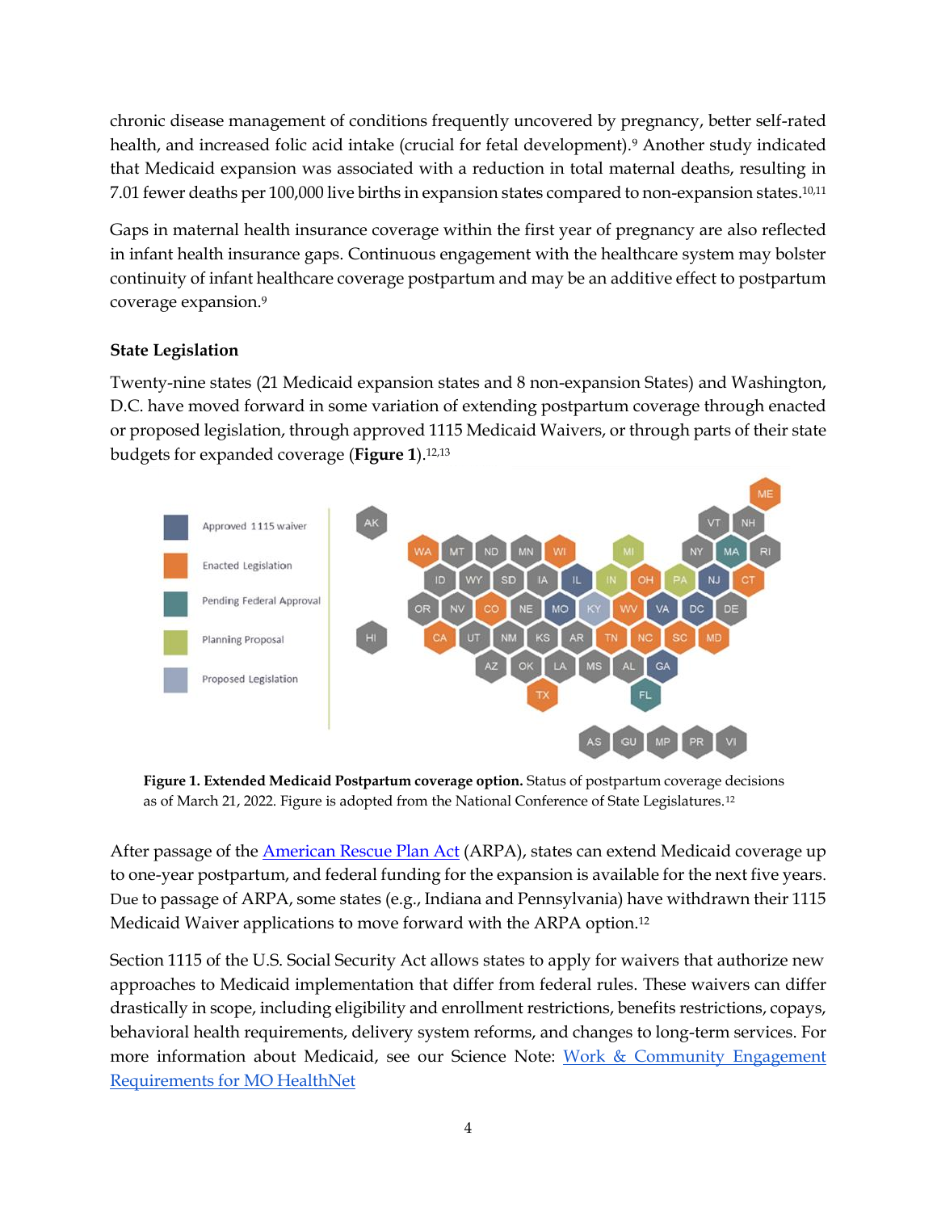chronic disease management of conditions frequently uncovered by pregnancy, better self-rated health, and increased folic acid intake (crucial for fetal development).[9] Another study indicated that Medicaid expansion was associated with a reduction in total maternal deaths, resulting in 7.01 fewer deaths per 100,000 live births in expansion states compared to non-expansion states.[10,11]

Gaps in maternal health insurance coverage within the first year of pregnancy are also reflected in infant health insurance gaps. Continuous engagement with the healthcare system may bolster continuity of infant healthcare coverage postpartum and may be an additive effect to postpartum coverage expansion.[9]

### State Legislation

Twenty-nine states (21 Medicaid expansion states and 8 non-expansion States) and Washington, D.C. have moved forward in some variation of extending postpartum coverage through enacted or proposed legislation, through approved 1115 Medicaid Waivers, or through parts of their state budgets for expanded coverage (**Figure 1**).[12,13]

**Figure 1. Extended Medicaid Postpartum coverage option.** Status of postpartum coverage decisions as of March 21, 2022. Figure is adopted from the National Conference of State Legislatures.[12]

After passage of the American Rescue Plan Act (ARPA), states can extend Medicaid coverage up to one-year postpartum, and federal funding for the expansion is available for the next five years. Due to passage of ARPA, some states (e.g., Indiana and Pennsylvania) have withdrawn their 1115 Medicaid Waiver applications to move forward with the ARPA option.[12]

Section 1115 of the U.S. Social Security Act allows states to apply for waivers that authorize new approaches to Medicaid implementation that differ from federal rules. These waivers can differ drastically in scope, including eligibility and enrollment restrictions, benefits restrictions, copays, behavioral health requirements, delivery system reforms, and changes to long-term services. For more information about Medicaid, see our Science Note: Work & Community Engagement Requirements for MO HealthNet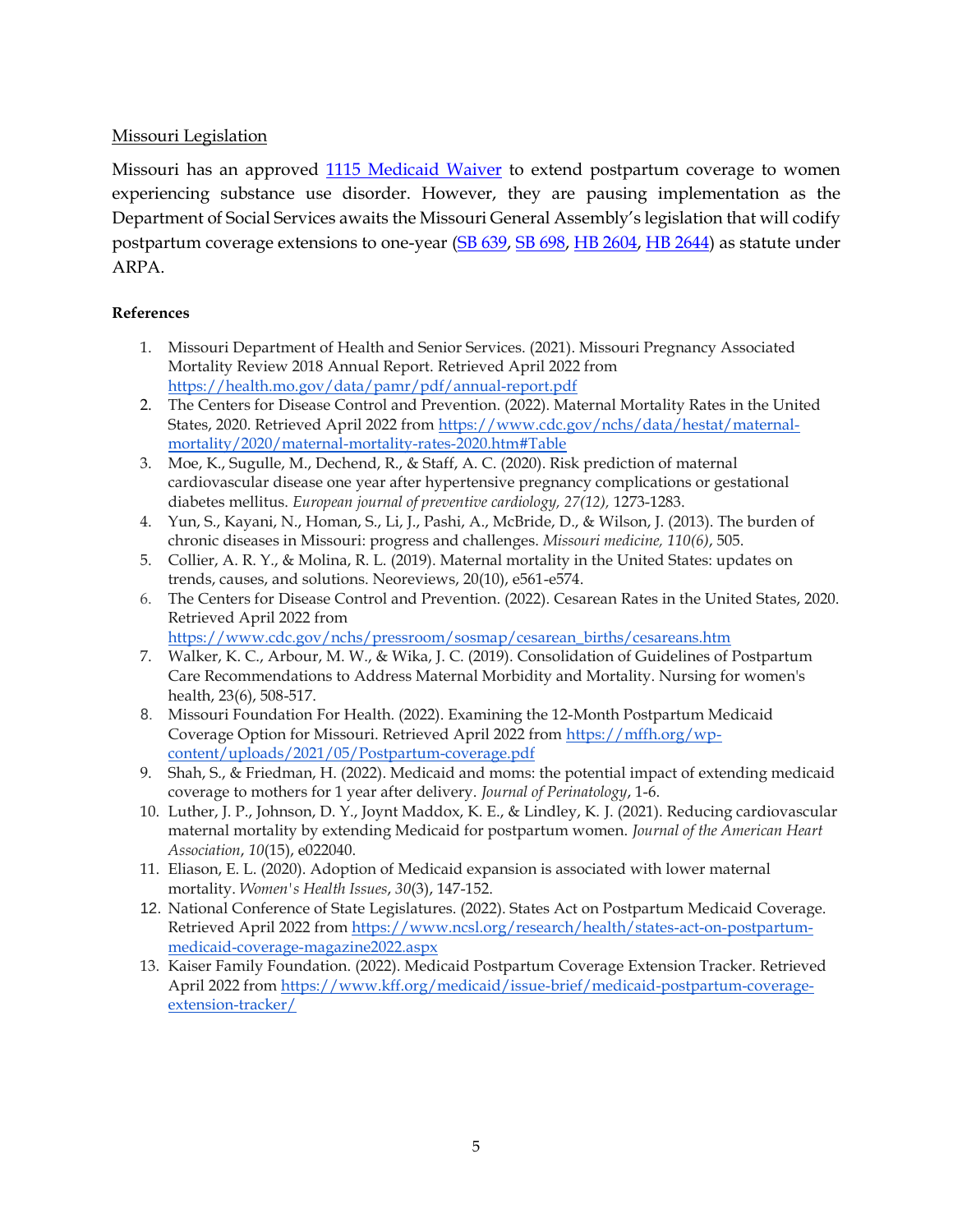Missouri Legislation

Missouri has an approved [1115 Medicaid Waiver](#) to extend postpartum coverage to women experiencing substance use disorder. However, they are pausing implementation as the Department of Social Services awaits the Missouri General Assembly's legislation that will codify postpartum coverage extensions to one-year ([SB 639](#), [SB 698](#), [HB 2604](#), [HB 2644](#)) as statute under ARPA.

**References**

1. Missouri Department of Health and Senior Services. (2021). Missouri Pregnancy Associated Mortality Review 2018 Annual Report. Retrieved April 2022 from https://health.mo.gov/data/pamr/pdf/annual-report.pdf
2. The Centers for Disease Control and Prevention. (2022). Maternal Mortality Rates in the United States, 2020. Retrieved April 2022 from https://www.cdc.gov/nchs/data/hestat/maternal-mortality/2020/maternal-mortality-rates-2020.htm#Table
3. Moe, K., Sugulle, M., Dechend, R., & Staff, A. C. (2020). Risk prediction of maternal cardiovascular disease one year after hypertensive pregnancy complications or gestational diabetes mellitus. *European journal of preventive cardiology, 27(12),* 1273-1283.
4. Yun, S., Kayani, N., Homan, S., Li, J., Pashi, A., McBride, D., & Wilson, J. (2013). The burden of chronic diseases in Missouri: progress and challenges. *Missouri medicine, 110(6)*, 505.
5. Collier, A. R. Y., & Molina, R. L. (2019). Maternal mortality in the United States: updates on trends, causes, and solutions. Neoreviews, 20(10), e561-e574.
6. The Centers for Disease Control and Prevention. (2022). Cesarean Rates in the United States, 2020. Retrieved April 2022 from https://www.cdc.gov/nchs/pressroom/sosmap/cesarean_births/cesareans.htm
7. Walker, K. C., Arbour, M. W., & Wika, J. C. (2019). Consolidation of Guidelines of Postpartum Care Recommendations to Address Maternal Morbidity and Mortality. Nursing for women's health, 23(6), 508-517.
8. Missouri Foundation For Health. (2022). Examining the 12-Month Postpartum Medicaid Coverage Option for Missouri. Retrieved April 2022 from https://mffh.org/wp-content/uploads/2021/05/Postpartum-coverage.pdf
9. Shah, S., & Friedman, H. (2022). Medicaid and moms: the potential impact of extending medicaid coverage to mothers for 1 year after delivery. *Journal of Perinatology*, 1-6.
10. Luther, J. P., Johnson, D. Y., Joynt Maddox, K. E., & Lindley, K. J. (2021). Reducing cardiovascular maternal mortality by extending Medicaid for postpartum women. *Journal of the American Heart Association*, *10*(15), e022040.
11. Eliason, E. L. (2020). Adoption of Medicaid expansion is associated with lower maternal mortality. *Women's Health Issues*, *30*(3), 147-152.
12. National Conference of State Legislatures. (2022). States Act on Postpartum Medicaid Coverage. Retrieved April 2022 from https://www.ncsl.org/research/health/states-act-on-postpartum-medicaid-coverage-magazine2022.aspx
13. Kaiser Family Foundation. (2022). Medicaid Postpartum Coverage Extension Tracker. Retrieved April 2022 from https://www.kff.org/medicaid/issue-brief/medicaid-postpartum-coverage-extension-tracker/